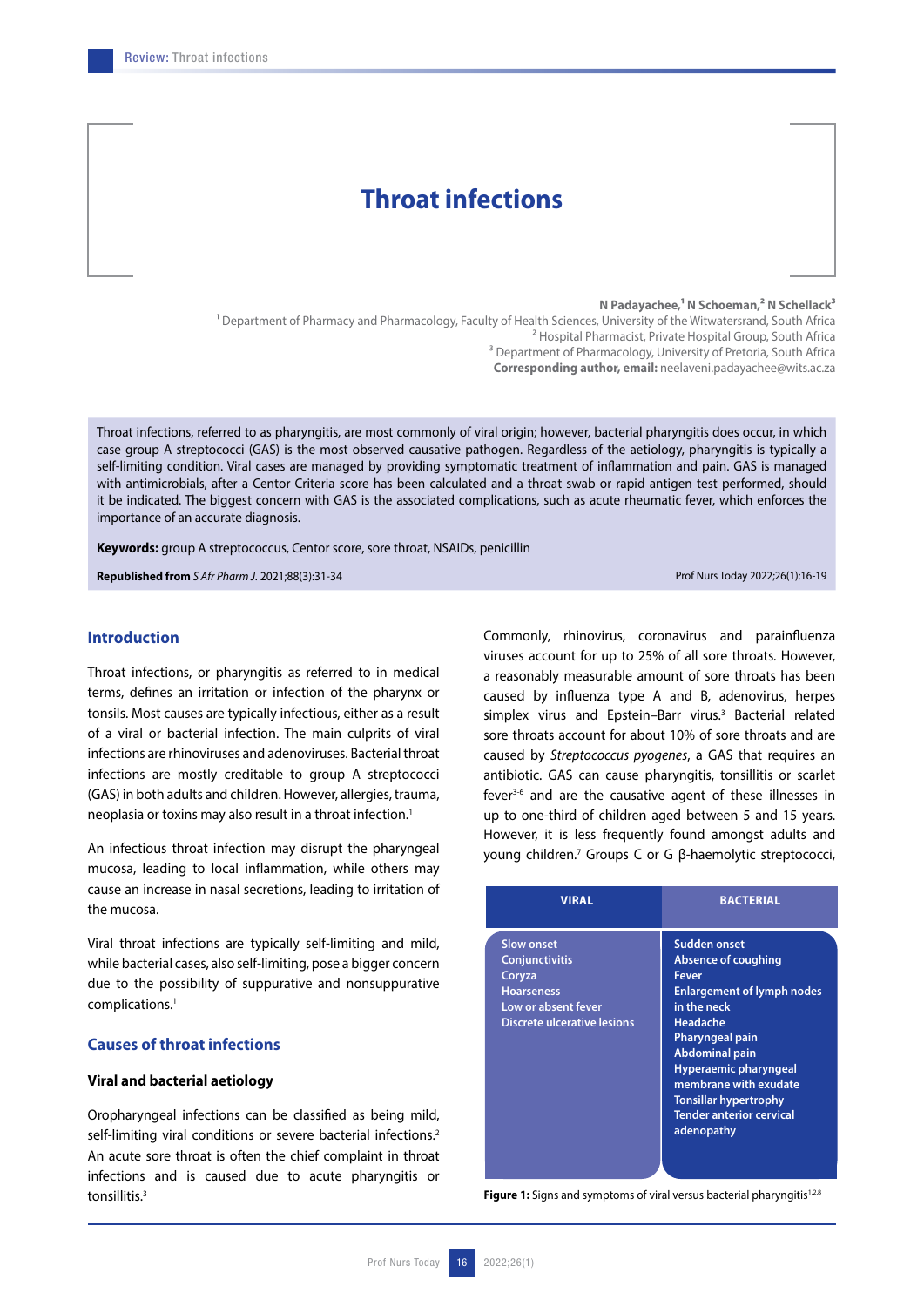# Throat infections

**N Padayachee,[1] N Schoeman,[2] N Schellack[3]**

[1] Department of Pharmacy and Pharmacology, Faculty of Health Sciences, University of the Witwatersrand, South Africa
[2] Hospital Pharmacist, Private Hospital Group, South Africa
[3] Department of Pharmacology, University of Pretoria, South Africa
**Corresponding author, email:** neelaveni.padayachee@wits.ac.za

Throat infections, referred to as pharyngitis, are most commonly of viral origin; however, bacterial pharyngitis does occur, in which case group A streptococci (GAS) is the most observed causative pathogen. Regardless of the aetiology, pharyngitis is typically a self-limiting condition. Viral cases are managed by providing symptomatic treatment of inflammation and pain. GAS is managed with antimicrobials, after a Centor Criteria score has been calculated and a throat swab or rapid antigen test performed, should it be indicated. The biggest concern with GAS is the associated complications, such as acute rheumatic fever, which enforces the importance of an accurate diagnosis.

**Keywords:** group A streptococcus, Centor score, sore throat, NSAIDs, penicillin

**Republished from** *S Afr Pharm J.* 2021;88(3):31-34

Prof Nurs Today 2022;26(1):16-19

## Introduction

Throat infections, or pharyngitis as referred to in medical terms, defines an irritation or infection of the pharynx or tonsils. Most causes are typically infectious, either as a result of a viral or bacterial infection. The main culprits of viral infections are rhinoviruses and adenoviruses. Bacterial throat infections are mostly creditable to group A streptococci (GAS) in both adults and children. However, allergies, trauma, neoplasia or toxins may also result in a throat infection.[1]

An infectious throat infection may disrupt the pharyngeal mucosa, leading to local inflammation, while others may cause an increase in nasal secretions, leading to irritation of the mucosa.

Viral throat infections are typically self-limiting and mild, while bacterial cases, also self-limiting, pose a bigger concern due to the possibility of suppurative and nonsuppurative complications.[1]

## Causes of throat infections

### Viral and bacterial aetiology

Oropharyngeal infections can be classified as being mild, self-limiting viral conditions or severe bacterial infections.[2] An acute sore throat is often the chief complaint in throat infections and is caused due to acute pharyngitis or tonsillitis.[3]

Commonly, rhinovirus, coronavirus and parainfluenza viruses account for up to 25% of all sore throats. However, a reasonably measurable amount of sore throats has been caused by influenza type A and B, adenovirus, herpes simplex virus and Epstein–Barr virus.[3] Bacterial related sore throats account for about 10% of sore throats and are caused by *Streptococcus pyogenes*, a GAS that requires an antibiotic. GAS can cause pharyngitis, tonsillitis or scarlet fever[3-6] and are the causative agent of these illnesses in up to one-third of children aged between 5 and 15 years. However, it is less frequently found amongst adults and young children.[7] Groups C or G β-haemolytic streptococci,

| VIRAL | BACTERIAL |
|---|---|
| Slow onset<br>Conjunctivitis<br>Coryza<br>Hoarseness<br>Low or absent fever<br>Discrete ulcerative lesions | Sudden onset<br>Absence of coughing<br>Fever<br>Enlargement of lymph nodes in the neck<br>Headache<br>Pharyngeal pain<br>Abdominal pain<br>Hyperaemic pharyngeal membrane with exudate<br>Tonsillar hypertrophy<br>Tender anterior cervical adenopathy |

**Figure 1:** Signs and symptoms of viral versus bacterial pharyngitis[1,2,8]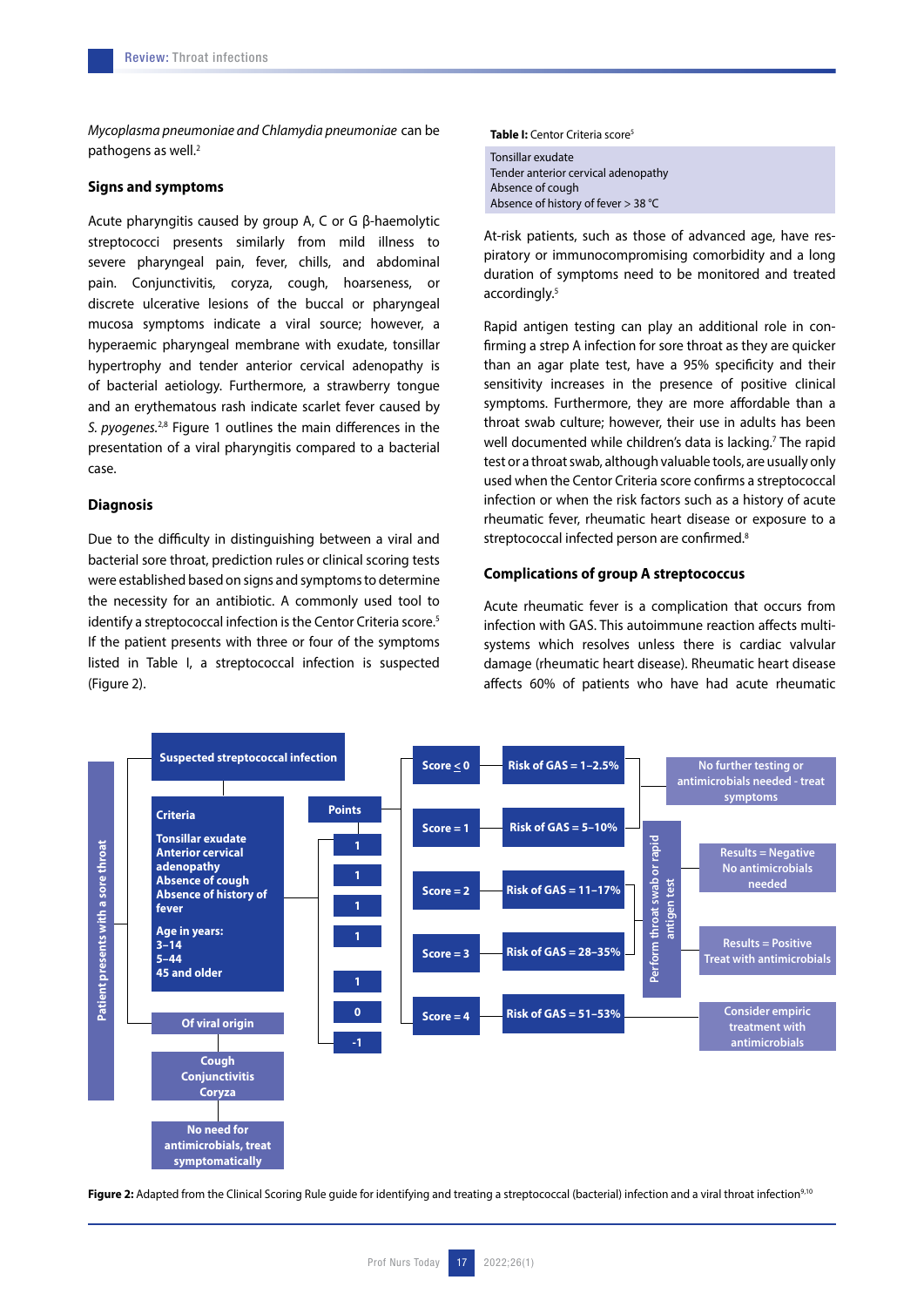*Mycoplasma pneumoniae and Chlamydia pneumoniae* can be pathogens as well.[2]

### Signs and symptoms

Acute pharyngitis caused by group A, C or G β-haemolytic streptococci presents similarly from mild illness to severe pharyngeal pain, fever, chills, and abdominal pain. Conjunctivitis, coryza, cough, hoarseness, or discrete ulcerative lesions of the buccal or pharyngeal mucosa symptoms indicate a viral source; however, a hyperaemic pharyngeal membrane with exudate, tonsillar hypertrophy and tender anterior cervical adenopathy is of bacterial aetiology. Furthermore, a strawberry tongue and an erythematous rash indicate scarlet fever caused by *S. pyogenes*.[2,8] Figure 1 outlines the main differences in the presentation of a viral pharyngitis compared to a bacterial case.

### Diagnosis

Due to the difficulty in distinguishing between a viral and bacterial sore throat, prediction rules or clinical scoring tests were established based on signs and symptoms to determine the necessity for an antibiotic. A commonly used tool to identify a streptococcal infection is the Centor Criteria score.[5] If the patient presents with three or four of the symptoms listed in Table I, a streptococcal infection is suspected (Figure 2).

**Table I:** Centor Criteria score[5]

| |
|---|
| Tonsillar exudate |
| Tender anterior cervical adenopathy |
| Absence of cough |
| Absence of history of fever > 38 °C |

At-risk patients, such as those of advanced age, have respiratory or immunocompromising comorbidity and a long duration of symptoms need to be monitored and treated accordingly.[5]

Rapid antigen testing can play an additional role in confirming a strep A infection for sore throat as they are quicker than an agar plate test, have a 95% specificity and their sensitivity increases in the presence of positive clinical symptoms. Furthermore, they are more affordable than a throat swab culture; however, their use in adults has been well documented while children's data is lacking.[7] The rapid test or a throat swab, although valuable tools, are usually only used when the Centor Criteria score confirms a streptococcal infection or when the risk factors such as a history of acute rheumatic fever, rheumatic heart disease or exposure to a streptococcal infected person are confirmed.[8]

### Complications of group A streptococcus

Acute rheumatic fever is a complication that occurs from infection with GAS. This autoimmune reaction affects multisystems which resolves unless there is cardiac valvular damage (rheumatic heart disease). Rheumatic heart disease affects 60% of patients who have had acute rheumatic

Patient presents with a sore throat

Suspected streptococcal infection

| Criteria | Points |
|---|---|
| Tonsillar exudate | 1 |
| Anterior cervical adenopathy | 1 |
| Absence of cough | 1 |
| Absence of history of fever | 1 |
| Age in years: 3–14 | 1 |
| 5–44 | 0 |
| 45 and older | -1 |

| Score | Risk of GAS | Action |
|---|---|---|
| Score ≤ 0 | Risk of GAS = 1–2.5% | No further testing or antimicrobials needed - treat symptoms |
| Score = 1 | Risk of GAS = 5–10% | No further testing or antimicrobials needed - treat symptoms |
| Score = 2 | Risk of GAS = 11–17% | Perform throat swab or rapid antigen test: Results = Negative – No antimicrobials needed; Results = Positive – Treat with antimicrobials |
| Score = 3 | Risk of GAS = 28–35% | Perform throat swab or rapid antigen test: Results = Negative – No antimicrobials needed; Results = Positive – Treat with antimicrobials |
| Score = 4 | Risk of GAS = 51–53% | Consider empiric treatment with antimicrobials |

Of viral origin → Cough, Conjunctivitis, Coryza → No need for antimicrobials, treat symptomatically

**Figure 2:** Adapted from the Clinical Scoring Rule guide for identifying and treating a streptococcal (bacterial) infection and a viral throat infection[9,10]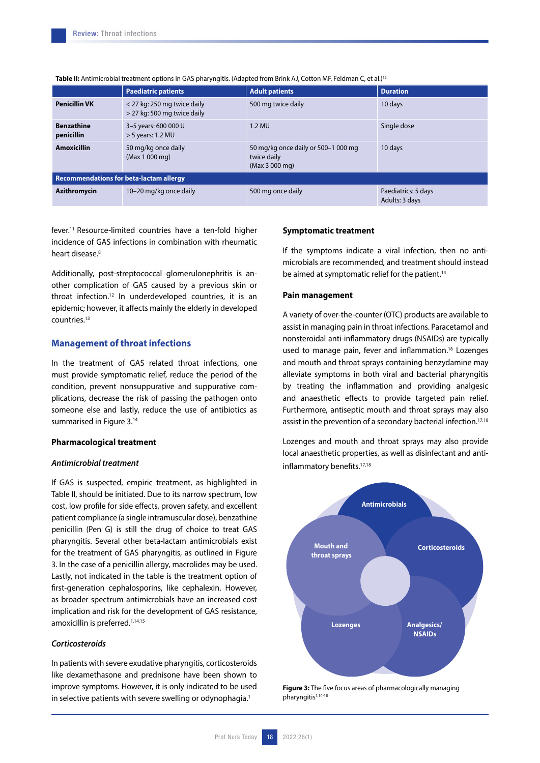**Table II:** Antimicrobial treatment options in GAS pharyngitis. (Adapted from Brink AJ, Cotton MF, Feldman C, et al.)[15]

| | Paediatric patients | Adult patients | Duration |
|---|---|---|---|
| **Penicillin VK** | < 27 kg: 250 mg twice daily<br>> 27 kg: 500 mg twice daily | 500 mg twice daily | 10 days |
| **Benzathine penicillin** | 3–5 years: 600 000 U<br>> 5 years: 1.2 MU | 1.2 MU | Single dose |
| **Amoxicillin** | 50 mg/kg once daily<br>(Max 1 000 mg) | 50 mg/kg once daily or 500–1 000 mg twice daily<br>(Max 3 000 mg) | 10 days |
| **Recommendations for beta-lactam allergy** | | | |
| **Azithromycin** | 10–20 mg/kg once daily | 500 mg once daily | Paediatrics: 5 days<br>Adults: 3 days |

fever.[11] Resource-limited countries have a ten-fold higher incidence of GAS infections in combination with rheumatic heart disease.[8]

Additionally, post-streptococcal glomerulonephritis is another complication of GAS caused by a previous skin or throat infection.[12] In underdeveloped countries, it is an epidemic; however, it affects mainly the elderly in developed countries.[13]

## Management of throat infections

In the treatment of GAS related throat infections, one must provide symptomatic relief, reduce the period of the condition, prevent nonsuppurative and suppurative complications, decrease the risk of passing the pathogen onto someone else and lastly, reduce the use of antibiotics as summarised in Figure 3.[14]

### Pharmacological treatment

#### *Antimicrobial treatment*

If GAS is suspected, empiric treatment, as highlighted in Table II, should be initiated. Due to its narrow spectrum, low cost, low profile for side effects, proven safety, and excellent patient compliance (a single intramuscular dose), benzathine penicillin (Pen G) is still the drug of choice to treat GAS pharyngitis. Several other beta-lactam antimicrobials exist for the treatment of GAS pharyngitis, as outlined in Figure 3. In the case of a penicillin allergy, macrolides may be used. Lastly, not indicated in the table is the treatment option of first-generation cephalosporins, like cephalexin. However, as broader spectrum antimicrobials have an increased cost implication and risk for the development of GAS resistance, amoxicillin is preferred.[1,14,15]

#### *Corticosteroids*

In patients with severe exudative pharyngitis, corticosteroids like dexamethasone and prednisone have been shown to improve symptoms. However, it is only indicated to be used in selective patients with severe swelling or odynophagia.[1]

### Symptomatic treatment

If the symptoms indicate a viral infection, then no antimicrobials are recommended, and treatment should instead be aimed at symptomatic relief for the patient.[14]

### Pain management

A variety of over-the-counter (OTC) products are available to assist in managing pain in throat infections. Paracetamol and nonsteroidal anti-inflammatory drugs (NSAIDs) are typically used to manage pain, fever and inflammation.[16] Lozenges and mouth and throat sprays containing benzydamine may alleviate symptoms in both viral and bacterial pharyngitis by treating the inflammation and providing analgesic and anaesthetic effects to provide targeted pain relief. Furthermore, antiseptic mouth and throat sprays may also assist in the prevention of a secondary bacterial infection.[17,18]

Lozenges and mouth and throat sprays may also provide local anaesthetic properties, as well as disinfectant and anti-inflammatory benefits.[17,18]

Antimicrobials

Mouth and throat sprays

Corticosteroids

Lozenges

Analgesics/NSAIDs

**Figure 3:** The five focus areas of pharmacologically managing pharyngitis[1,14-18]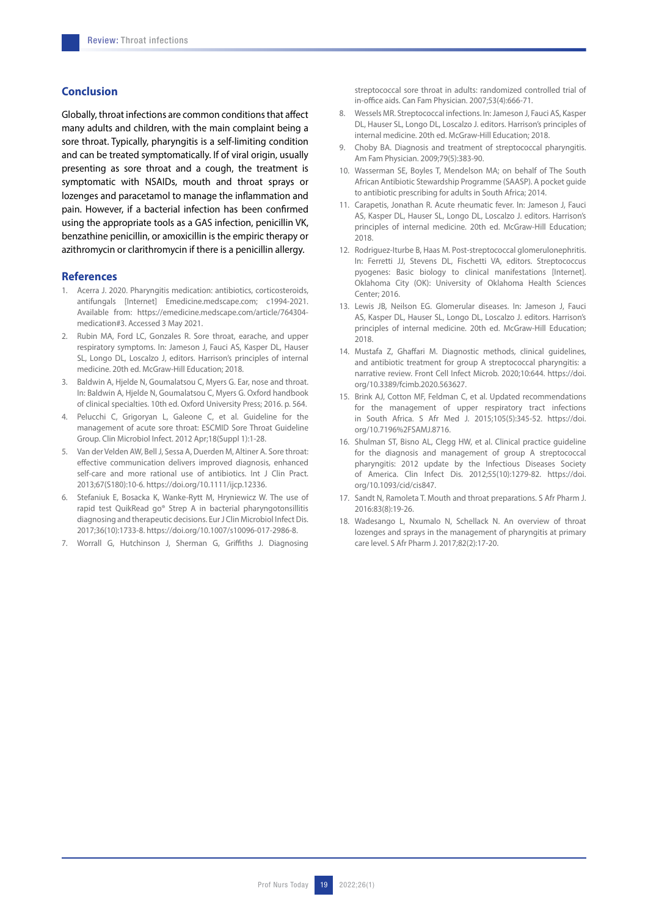## Conclusion

Globally, throat infections are common conditions that affect many adults and children, with the main complaint being a sore throat. Typically, pharyngitis is a self-limiting condition and can be treated symptomatically. If of viral origin, usually presenting as sore throat and a cough, the treatment is symptomatic with NSAIDs, mouth and throat sprays or lozenges and paracetamol to manage the inflammation and pain. However, if a bacterial infection has been confirmed using the appropriate tools as a GAS infection, penicillin VK, benzathine penicillin, or amoxicillin is the empiric therapy or azithromycin or clarithromycin if there is a penicillin allergy.

## References

1. Acerra J. 2020. Pharyngitis medication: antibiotics, corticosteroids, antifungals [Internet] Emedicine.medscape.com; c1994-2021. Available from: https://emedicine.medscape.com/article/764304-medication#3. Accessed 3 May 2021.
2. Rubin MA, Ford LC, Gonzales R. Sore throat, earache, and upper respiratory symptoms. In: Jameson J, Fauci AS, Kasper DL, Hauser SL, Longo DL, Loscalzo J, editors. Harrison's principles of internal medicine. 20th ed. McGraw-Hill Education; 2018.
3. Baldwin A, Hjelde N, Goumalatsou C, Myers G. Ear, nose and throat. In: Baldwin A, Hjelde N, Goumalatsou C, Myers G. Oxford handbook of clinical specialties. 10th ed. Oxford University Press; 2016. p. 564.
4. Pelucchi C, Grigoryan L, Galeone C, et al. Guideline for the management of acute sore throat: ESCMID Sore Throat Guideline Group. Clin Microbiol Infect. 2012 Apr;18(Suppl 1):1-28.
5. Van der Velden AW, Bell J, Sessa A, Duerden M, Altiner A. Sore throat: effective communication delivers improved diagnosis, enhanced self-care and more rational use of antibiotics. Int J Clin Pract. 2013;67(S180):10-6. https://doi.org/10.1111/ijcp.12336.
6. Stefaniuk E, Bosacka K, Wanke-Rytt M, Hryniewicz W. The use of rapid test QuikRead go® Strep A in bacterial pharyngotonsillitis diagnosing and therapeutic decisions. Eur J Clin Microbiol Infect Dis. 2017;36(10):1733-8. https://doi.org/10.1007/s10096-017-2986-8.
7. Worrall G, Hutchinson J, Sherman G, Griffiths J. Diagnosing streptococcal sore throat in adults: randomized controlled trial of in-office aids. Can Fam Physician. 2007;53(4):666-71.
8. Wessels MR. Streptococcal infections. In: Jameson J, Fauci AS, Kasper DL, Hauser SL, Longo DL, Loscalzo J. editors. Harrison's principles of internal medicine. 20th ed. McGraw-Hill Education; 2018.
9. Choby BA. Diagnosis and treatment of streptococcal pharyngitis. Am Fam Physician. 2009;79(5):383-90.
10. Wasserman SE, Boyles T, Mendelson MA; on behalf of The South African Antibiotic Stewardship Programme (SAASP). A pocket guide to antibiotic prescribing for adults in South Africa; 2014.
11. Carapetis, Jonathan R. Acute rheumatic fever. In: Jameson J, Fauci AS, Kasper DL, Hauser SL, Longo DL, Loscalzo J. editors. Harrison's principles of internal medicine. 20th ed. McGraw-Hill Education; 2018.
12. Rodriguez-Iturbe B, Haas M. Post-streptococcal glomerulonephritis. In: Ferretti JJ, Stevens DL, Fischetti VA, editors. Streptococcus pyogenes: Basic biology to clinical manifestations [Internet]. Oklahoma City (OK): University of Oklahoma Health Sciences Center; 2016.
13. Lewis JB, Neilson EG. Glomerular diseases. In: Jameson J, Fauci AS, Kasper DL, Hauser SL, Longo DL, Loscalzo J. editors. Harrison's principles of internal medicine. 20th ed. McGraw-Hill Education; 2018.
14. Mustafa Z, Ghaffari M. Diagnostic methods, clinical guidelines, and antibiotic treatment for group A streptococcal pharyngitis: a narrative review. Front Cell Infect Microb. 2020;10:644. https://doi.org/10.3389/fcimb.2020.563627.
15. Brink AJ, Cotton MF, Feldman C, et al. Updated recommendations for the management of upper respiratory tract infections in South Africa. S Afr Med J. 2015;105(5):345-52. https://doi.org/10.7196%2FSAMJ.8716.
16. Shulman ST, Bisno AL, Clegg HW, et al. Clinical practice guideline for the diagnosis and management of group A streptococcal pharyngitis: 2012 update by the Infectious Diseases Society of America. Clin Infect Dis. 2012;55(10):1279-82. https://doi.org/10.1093/cid/cis847.
17. Sandt N, Ramoleta T. Mouth and throat preparations. S Afr Pharm J. 2016:83(8):19-26.
18. Wadesango L, Nxumalo N, Schellack N. An overview of throat lozenges and sprays in the management of pharyngitis at primary care level. S Afr Pharm J. 2017;82(2):17-20.